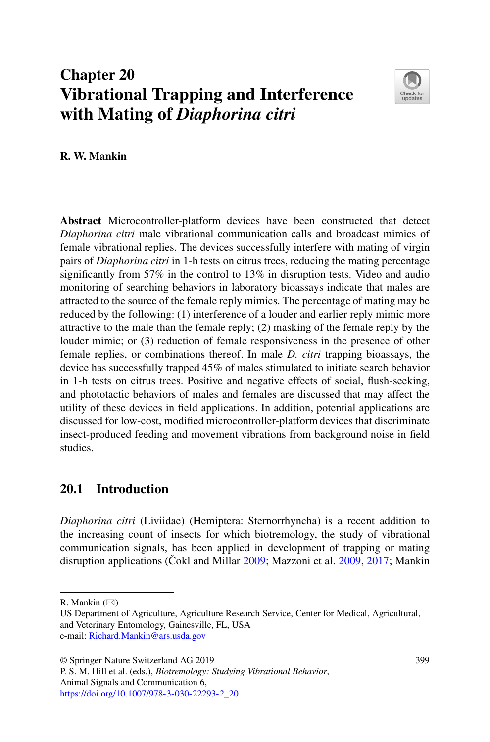# Chapter 20
# Vibrational Trapping and Interference with Mating of *Diaphorina citri*

**R. W. Mankin**

**Abstract** Microcontroller-platform devices have been constructed that detect *Diaphorina citri* male vibrational communication calls and broadcast mimics of female vibrational replies. The devices successfully interfere with mating of virgin pairs of *Diaphorina citri* in 1-h tests on citrus trees, reducing the mating percentage significantly from 57% in the control to 13% in disruption tests. Video and audio monitoring of searching behaviors in laboratory bioassays indicate that males are attracted to the source of the female reply mimics. The percentage of mating may be reduced by the following: (1) interference of a louder and earlier reply mimic more attractive to the male than the female reply; (2) masking of the female reply by the louder mimic; or (3) reduction of female responsiveness in the presence of other female replies, or combinations thereof. In male *D. citri* trapping bioassays, the device has successfully trapped 45% of males stimulated to initiate search behavior in 1-h tests on citrus trees. Positive and negative effects of social, flush-seeking, and phototactic behaviors of males and females are discussed that may affect the utility of these devices in field applications. In addition, potential applications are discussed for low-cost, modified microcontroller-platform devices that discriminate insect-produced feeding and movement vibrations from background noise in field studies.

## 20.1 Introduction

*Diaphorina citri* (Liviidae) (Hemiptera: Sternorrhyncha) is a recent addition to the increasing count of insects for which biotremology, the study of vibrational communication signals, has been applied in development of trapping or mating disruption applications (Čokl and Millar 2009; Mazzoni et al. 2009, 2017; Mankin

---

R. Mankin (✉)
US Department of Agriculture, Agriculture Research Service, Center for Medical, Agricultural, and Veterinary Entomology, Gainesville, FL, USA
e-mail: Richard.Mankin@ars.usda.gov

© Springer Nature Switzerland AG 2019
P. S. M. Hill et al. (eds.), *Biotremology: Studying Vibrational Behavior*, Animal Signals and Communication 6,
https://doi.org/10.1007/978-3-030-22293-2_20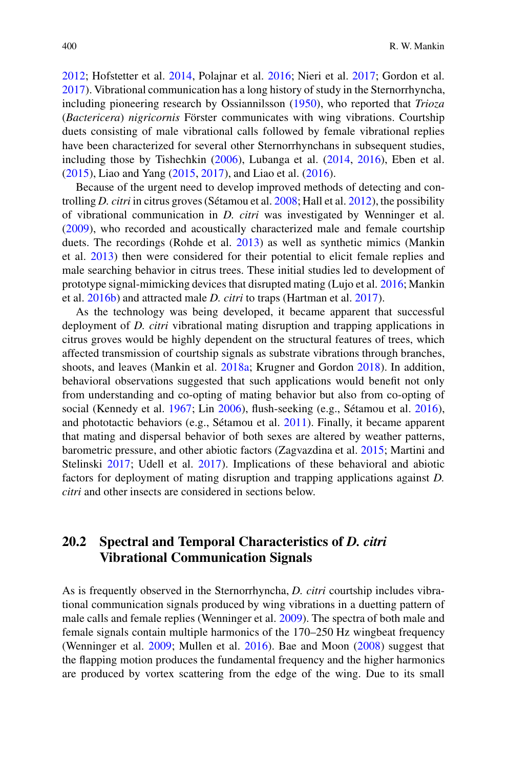2012; Hofstetter et al. 2014, Polajnar et al. 2016; Nieri et al. 2017; Gordon et al. 2017). Vibrational communication has a long history of study in the Sternorrhyncha, including pioneering research by Ossiannilsson (1950), who reported that *Trioza* (*Bactericera*) *nigricornis* Förster communicates with wing vibrations. Courtship duets consisting of male vibrational calls followed by female vibrational replies have been characterized for several other Sternorrhynchans in subsequent studies, including those by Tishechkin (2006), Lubanga et al. (2014, 2016), Eben et al. (2015), Liao and Yang (2015, 2017), and Liao et al. (2016).

Because of the urgent need to develop improved methods of detecting and controlling *D. citri* in citrus groves (Sétamou et al. 2008; Hall et al. 2012), the possibility of vibrational communication in *D. citri* was investigated by Wenninger et al. (2009), who recorded and acoustically characterized male and female courtship duets. The recordings (Rohde et al. 2013) as well as synthetic mimics (Mankin et al. 2013) then were considered for their potential to elicit female replies and male searching behavior in citrus trees. These initial studies led to development of prototype signal-mimicking devices that disrupted mating (Lujo et al. 2016; Mankin et al. 2016b) and attracted male *D. citri* to traps (Hartman et al. 2017).

As the technology was being developed, it became apparent that successful deployment of *D. citri* vibrational mating disruption and trapping applications in citrus groves would be highly dependent on the structural features of trees, which affected transmission of courtship signals as substrate vibrations through branches, shoots, and leaves (Mankin et al. 2018a; Krugner and Gordon 2018). In addition, behavioral observations suggested that such applications would benefit not only from understanding and co-opting of mating behavior but also from co-opting of social (Kennedy et al. 1967; Lin 2006), flush-seeking (e.g., Sétamou et al. 2016), and phototactic behaviors (e.g., Sétamou et al. 2011). Finally, it became apparent that mating and dispersal behavior of both sexes are altered by weather patterns, barometric pressure, and other abiotic factors (Zagvazdina et al. 2015; Martini and Stelinski 2017; Udell et al. 2017). Implications of these behavioral and abiotic factors for deployment of mating disruption and trapping applications against *D. citri* and other insects are considered in sections below.

## 20.2 Spectral and Temporal Characteristics of *D. citri* Vibrational Communication Signals

As is frequently observed in the Sternorrhyncha, *D. citri* courtship includes vibrational communication signals produced by wing vibrations in a duetting pattern of male calls and female replies (Wenninger et al. 2009). The spectra of both male and female signals contain multiple harmonics of the 170–250 Hz wingbeat frequency (Wenninger et al. 2009; Mullen et al. 2016). Bae and Moon (2008) suggest that the flapping motion produces the fundamental frequency and the higher harmonics are produced by vortex scattering from the edge of the wing. Due to its small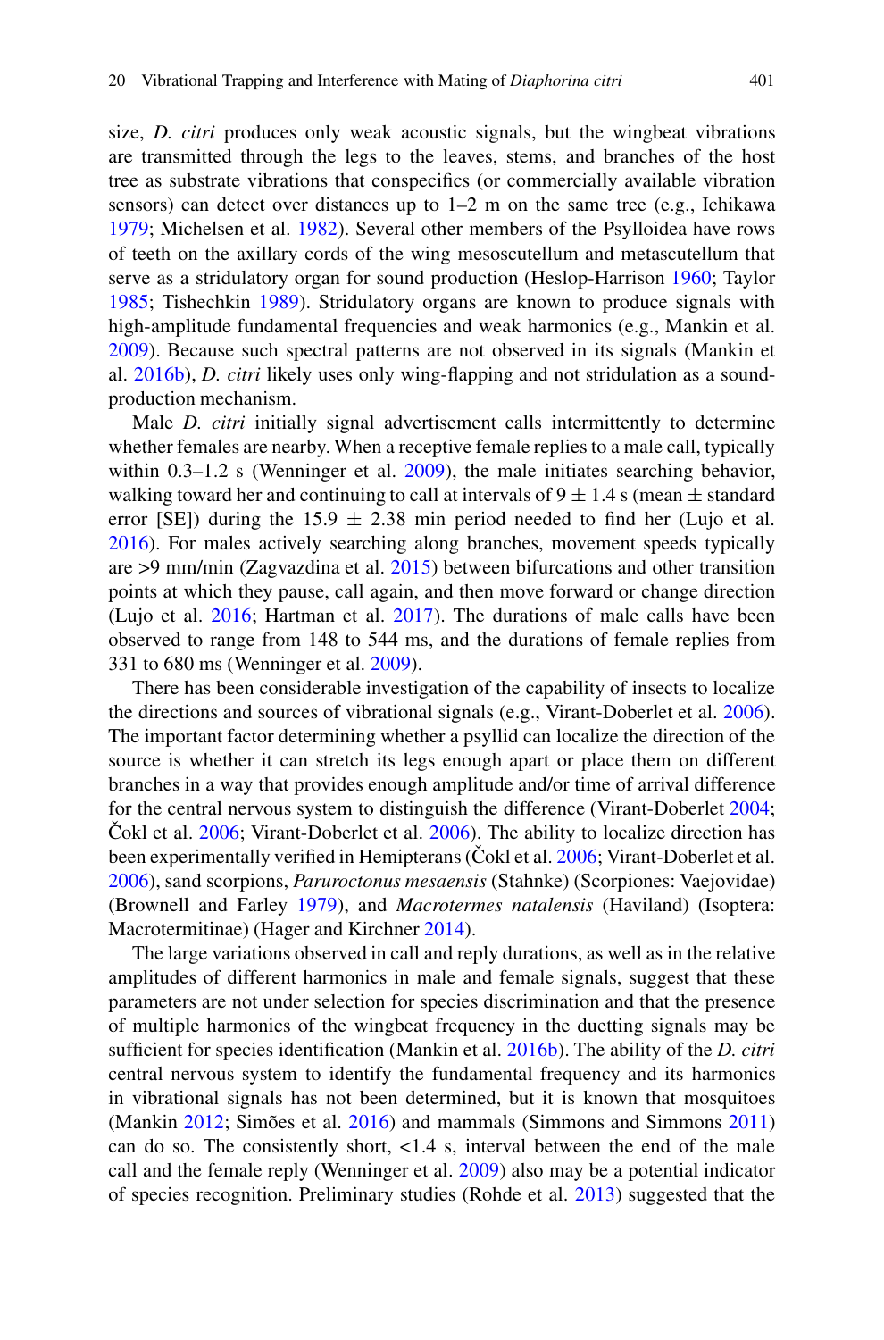size, *D. citri* produces only weak acoustic signals, but the wingbeat vibrations are transmitted through the legs to the leaves, stems, and branches of the host tree as substrate vibrations that conspecifics (or commercially available vibration sensors) can detect over distances up to 1–2 m on the same tree (e.g., Ichikawa 1979; Michelsen et al. 1982). Several other members of the Psylloidea have rows of teeth on the axillary cords of the wing mesoscutellum and metascutellum that serve as a stridulatory organ for sound production (Heslop-Harrison 1960; Taylor 1985; Tishechkin 1989). Stridulatory organs are known to produce signals with high-amplitude fundamental frequencies and weak harmonics (e.g., Mankin et al. 2009). Because such spectral patterns are not observed in its signals (Mankin et al. 2016b), *D. citri* likely uses only wing-flapping and not stridulation as a sound-production mechanism.

Male *D. citri* initially signal advertisement calls intermittently to determine whether females are nearby. When a receptive female replies to a male call, typically within 0.3–1.2 s (Wenninger et al. 2009), the male initiates searching behavior, walking toward her and continuing to call at intervals of $9 \pm 1.4$ s (mean $\pm$ standard error [SE]) during the $15.9 \pm 2.38$ min period needed to find her (Lujo et al. 2016). For males actively searching along branches, movement speeds typically are >9 mm/min (Zagvazdina et al. 2015) between bifurcations and other transition points at which they pause, call again, and then move forward or change direction (Lujo et al. 2016; Hartman et al. 2017). The durations of male calls have been observed to range from 148 to 544 ms, and the durations of female replies from 331 to 680 ms (Wenninger et al. 2009).

There has been considerable investigation of the capability of insects to localize the directions and sources of vibrational signals (e.g., Virant-Doberlet et al. 2006). The important factor determining whether a psyllid can localize the direction of the source is whether it can stretch its legs enough apart or place them on different branches in a way that provides enough amplitude and/or time of arrival difference for the central nervous system to distinguish the difference (Virant-Doberlet 2004; Čokl et al. 2006; Virant-Doberlet et al. 2006). The ability to localize direction has been experimentally verified in Hemipterans (Čokl et al. 2006; Virant-Doberlet et al. 2006), sand scorpions, *Paruroctonus mesaensis* (Stahnke) (Scorpiones: Vaejovidae) (Brownell and Farley 1979), and *Macrotermes natalensis* (Haviland) (Isoptera: Macrotermitinae) (Hager and Kirchner 2014).

The large variations observed in call and reply durations, as well as in the relative amplitudes of different harmonics in male and female signals, suggest that these parameters are not under selection for species discrimination and that the presence of multiple harmonics of the wingbeat frequency in the duetting signals may be sufficient for species identification (Mankin et al. 2016b). The ability of the *D. citri* central nervous system to identify the fundamental frequency and its harmonics in vibrational signals has not been determined, but it is known that mosquitoes (Mankin 2012; Simões et al. 2016) and mammals (Simmons and Simmons 2011) can do so. The consistently short, <1.4 s, interval between the end of the male call and the female reply (Wenninger et al. 2009) also may be a potential indicator of species recognition. Preliminary studies (Rohde et al. 2013) suggested that the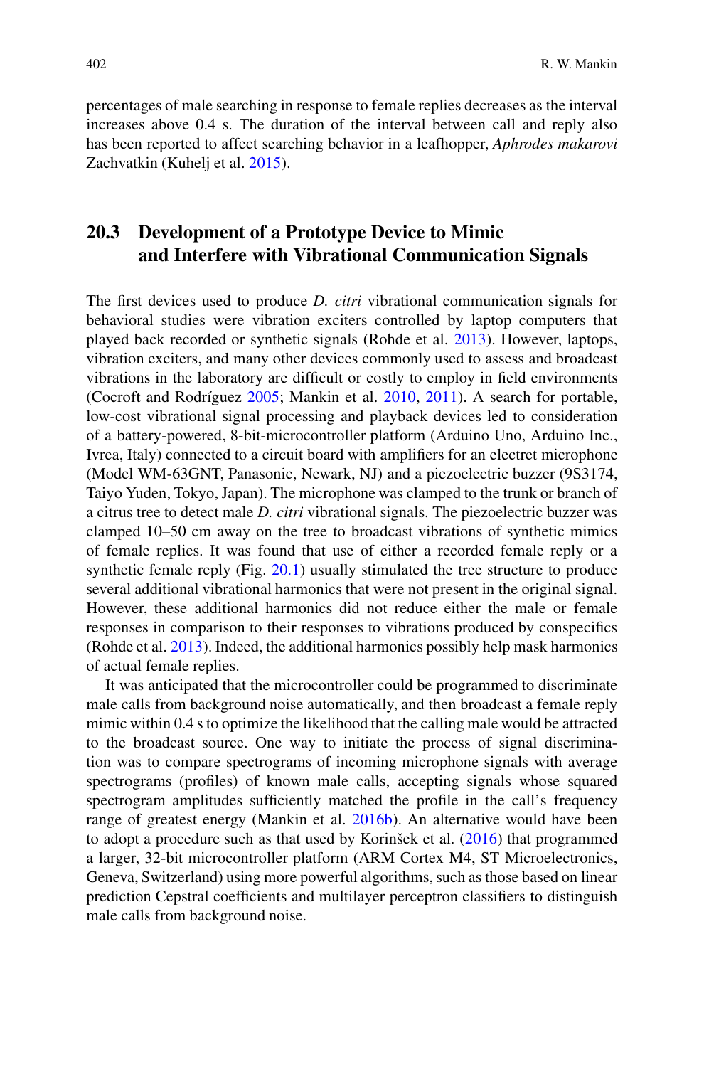percentages of male searching in response to female replies decreases as the interval increases above 0.4 s. The duration of the interval between call and reply also has been reported to affect searching behavior in a leafhopper, *Aphrodes makarovi* Zachvatkin (Kuhelj et al. 2015).

## 20.3 Development of a Prototype Device to Mimic and Interfere with Vibrational Communication Signals

The first devices used to produce *D. citri* vibrational communication signals for behavioral studies were vibration exciters controlled by laptop computers that played back recorded or synthetic signals (Rohde et al. 2013). However, laptops, vibration exciters, and many other devices commonly used to assess and broadcast vibrations in the laboratory are difficult or costly to employ in field environments (Cocroft and Rodríguez 2005; Mankin et al. 2010, 2011). A search for portable, low-cost vibrational signal processing and playback devices led to consideration of a battery-powered, 8-bit-microcontroller platform (Arduino Uno, Arduino Inc., Ivrea, Italy) connected to a circuit board with amplifiers for an electret microphone (Model WM-63GNT, Panasonic, Newark, NJ) and a piezoelectric buzzer (9S3174, Taiyo Yuden, Tokyo, Japan). The microphone was clamped to the trunk or branch of a citrus tree to detect male *D. citri* vibrational signals. The piezoelectric buzzer was clamped 10–50 cm away on the tree to broadcast vibrations of synthetic mimics of female replies. It was found that use of either a recorded female reply or a synthetic female reply (Fig. 20.1) usually stimulated the tree structure to produce several additional vibrational harmonics that were not present in the original signal. However, these additional harmonics did not reduce either the male or female responses in comparison to their responses to vibrations produced by conspecifics (Rohde et al. 2013). Indeed, the additional harmonics possibly help mask harmonics of actual female replies.

It was anticipated that the microcontroller could be programmed to discriminate male calls from background noise automatically, and then broadcast a female reply mimic within 0.4 s to optimize the likelihood that the calling male would be attracted to the broadcast source. One way to initiate the process of signal discrimination was to compare spectrograms of incoming microphone signals with average spectrograms (profiles) of known male calls, accepting signals whose squared spectrogram amplitudes sufficiently matched the profile in the call's frequency range of greatest energy (Mankin et al. 2016b). An alternative would have been to adopt a procedure such as that used by Korinšek et al. (2016) that programmed a larger, 32-bit microcontroller platform (ARM Cortex M4, ST Microelectronics, Geneva, Switzerland) using more powerful algorithms, such as those based on linear prediction Cepstral coefficients and multilayer perceptron classifiers to distinguish male calls from background noise.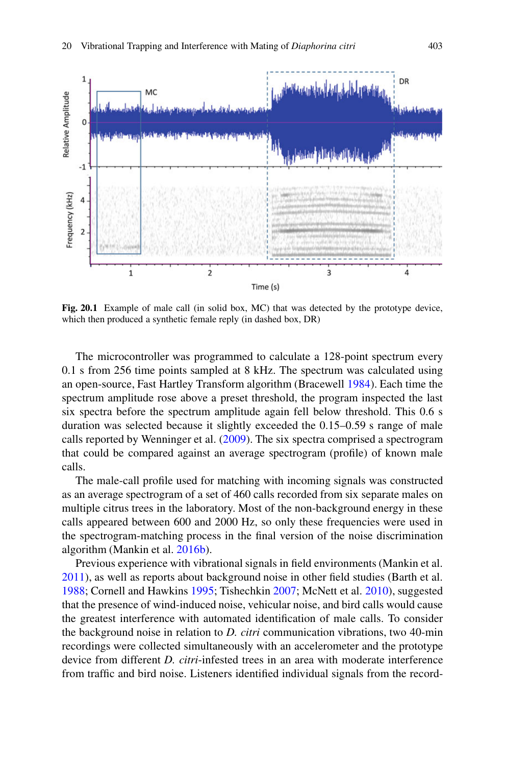**Fig. 20.1** Example of male call (in solid box, MC) that was detected by the prototype device, which then produced a synthetic female reply (in dashed box, DR)

The microcontroller was programmed to calculate a 128-point spectrum every 0.1 s from 256 time points sampled at 8 kHz. The spectrum was calculated using an open-source, Fast Hartley Transform algorithm (Bracewell 1984). Each time the spectrum amplitude rose above a preset threshold, the program inspected the last six spectra before the spectrum amplitude again fell below threshold. This 0.6 s duration was selected because it slightly exceeded the 0.15–0.59 s range of male calls reported by Wenninger et al. (2009). The six spectra comprised a spectrogram that could be compared against an average spectrogram (profile) of known male calls.

The male-call profile used for matching with incoming signals was constructed as an average spectrogram of a set of 460 calls recorded from six separate males on multiple citrus trees in the laboratory. Most of the non-background energy in these calls appeared between 600 and 2000 Hz, so only these frequencies were used in the spectrogram-matching process in the final version of the noise discrimination algorithm (Mankin et al. 2016b).

Previous experience with vibrational signals in field environments (Mankin et al. 2011), as well as reports about background noise in other field studies (Barth et al. 1988; Cornell and Hawkins 1995; Tishechkin 2007; McNett et al. 2010), suggested that the presence of wind-induced noise, vehicular noise, and bird calls would cause the greatest interference with automated identification of male calls. To consider the background noise in relation to *D. citri* communication vibrations, two 40-min recordings were collected simultaneously with an accelerometer and the prototype device from different *D. citri*-infested trees in an area with moderate interference from traffic and bird noise. Listeners identified individual signals from the record-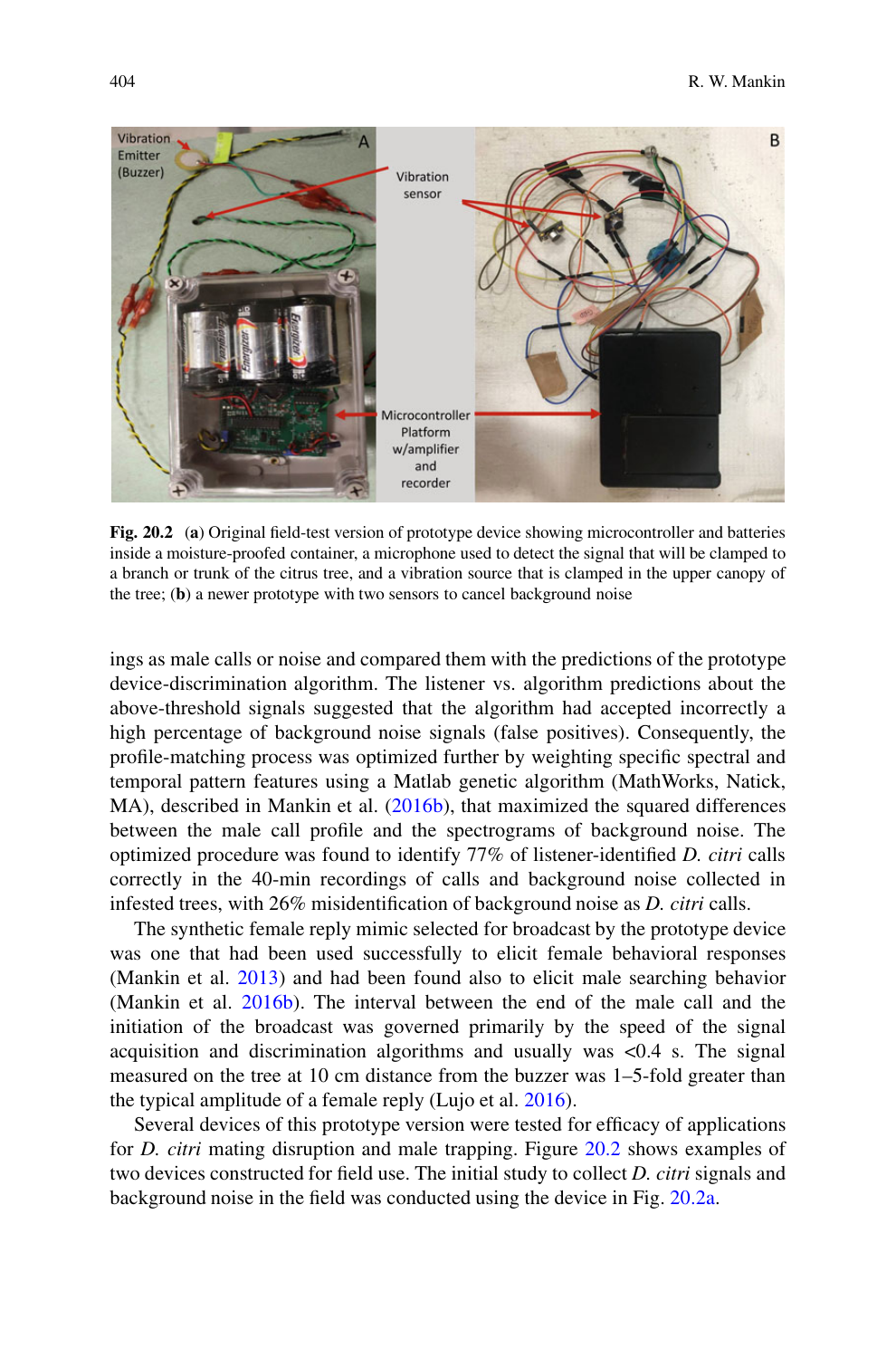**Fig. 20.2** (**a**) Original field-test version of prototype device showing microcontroller and batteries inside a moisture-proofed container, a microphone used to detect the signal that will be clamped to a branch or trunk of the citrus tree, and a vibration source that is clamped in the upper canopy of the tree; (**b**) a newer prototype with two sensors to cancel background noise

ings as male calls or noise and compared them with the predictions of the prototype device-discrimination algorithm. The listener vs. algorithm predictions about the above-threshold signals suggested that the algorithm had accepted incorrectly a high percentage of background noise signals (false positives). Consequently, the profile-matching process was optimized further by weighting specific spectral and temporal pattern features using a Matlab genetic algorithm (MathWorks, Natick, MA), described in Mankin et al. (2016b), that maximized the squared differences between the male call profile and the spectrograms of background noise. The optimized procedure was found to identify 77% of listener-identified *D. citri* calls correctly in the 40-min recordings of calls and background noise collected in infested trees, with 26% misidentification of background noise as *D. citri* calls.

The synthetic female reply mimic selected for broadcast by the prototype device was one that had been used successfully to elicit female behavioral responses (Mankin et al. 2013) and had been found also to elicit male searching behavior (Mankin et al. 2016b). The interval between the end of the male call and the initiation of the broadcast was governed primarily by the speed of the signal acquisition and discrimination algorithms and usually was <0.4 s. The signal measured on the tree at 10 cm distance from the buzzer was 1–5-fold greater than the typical amplitude of a female reply (Lujo et al. 2016).

Several devices of this prototype version were tested for efficacy of applications for *D. citri* mating disruption and male trapping. Figure 20.2 shows examples of two devices constructed for field use. The initial study to collect *D. citri* signals and background noise in the field was conducted using the device in Fig. 20.2a.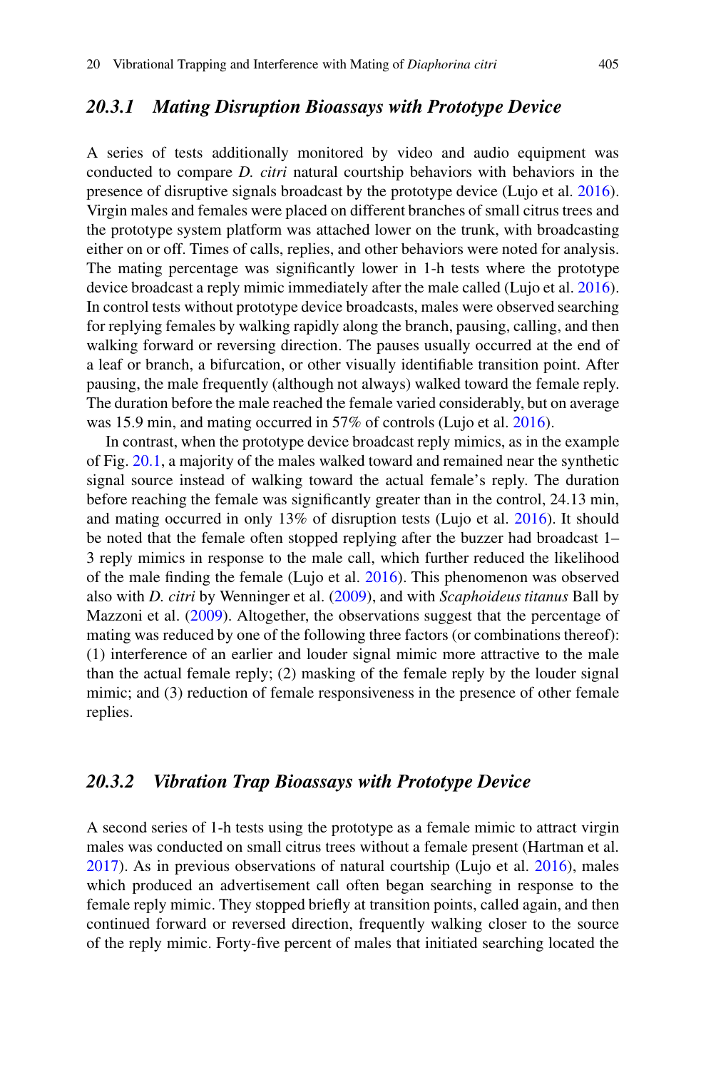### *20.3.1 Mating Disruption Bioassays with Prototype Device*

A series of tests additionally monitored by video and audio equipment was conducted to compare *D. citri* natural courtship behaviors with behaviors in the presence of disruptive signals broadcast by the prototype device (Lujo et al. 2016). Virgin males and females were placed on different branches of small citrus trees and the prototype system platform was attached lower on the trunk, with broadcasting either on or off. Times of calls, replies, and other behaviors were noted for analysis. The mating percentage was significantly lower in 1-h tests where the prototype device broadcast a reply mimic immediately after the male called (Lujo et al. 2016). In control tests without prototype device broadcasts, males were observed searching for replying females by walking rapidly along the branch, pausing, calling, and then walking forward or reversing direction. The pauses usually occurred at the end of a leaf or branch, a bifurcation, or other visually identifiable transition point. After pausing, the male frequently (although not always) walked toward the female reply. The duration before the male reached the female varied considerably, but on average was 15.9 min, and mating occurred in 57% of controls (Lujo et al. 2016).

In contrast, when the prototype device broadcast reply mimics, as in the example of Fig. 20.1, a majority of the males walked toward and remained near the synthetic signal source instead of walking toward the actual female's reply. The duration before reaching the female was significantly greater than in the control, 24.13 min, and mating occurred in only 13% of disruption tests (Lujo et al. 2016). It should be noted that the female often stopped replying after the buzzer had broadcast 1–3 reply mimics in response to the male call, which further reduced the likelihood of the male finding the female (Lujo et al. 2016). This phenomenon was observed also with *D. citri* by Wenninger et al. (2009), and with *Scaphoideus titanus* Ball by Mazzoni et al. (2009). Altogether, the observations suggest that the percentage of mating was reduced by one of the following three factors (or combinations thereof): (1) interference of an earlier and louder signal mimic more attractive to the male than the actual female reply; (2) masking of the female reply by the louder signal mimic; and (3) reduction of female responsiveness in the presence of other female replies.

### *20.3.2 Vibration Trap Bioassays with Prototype Device*

A second series of 1-h tests using the prototype as a female mimic to attract virgin males was conducted on small citrus trees without a female present (Hartman et al. 2017). As in previous observations of natural courtship (Lujo et al. 2016), males which produced an advertisement call often began searching in response to the female reply mimic. They stopped briefly at transition points, called again, and then continued forward or reversed direction, frequently walking closer to the source of the reply mimic. Forty-five percent of males that initiated searching located the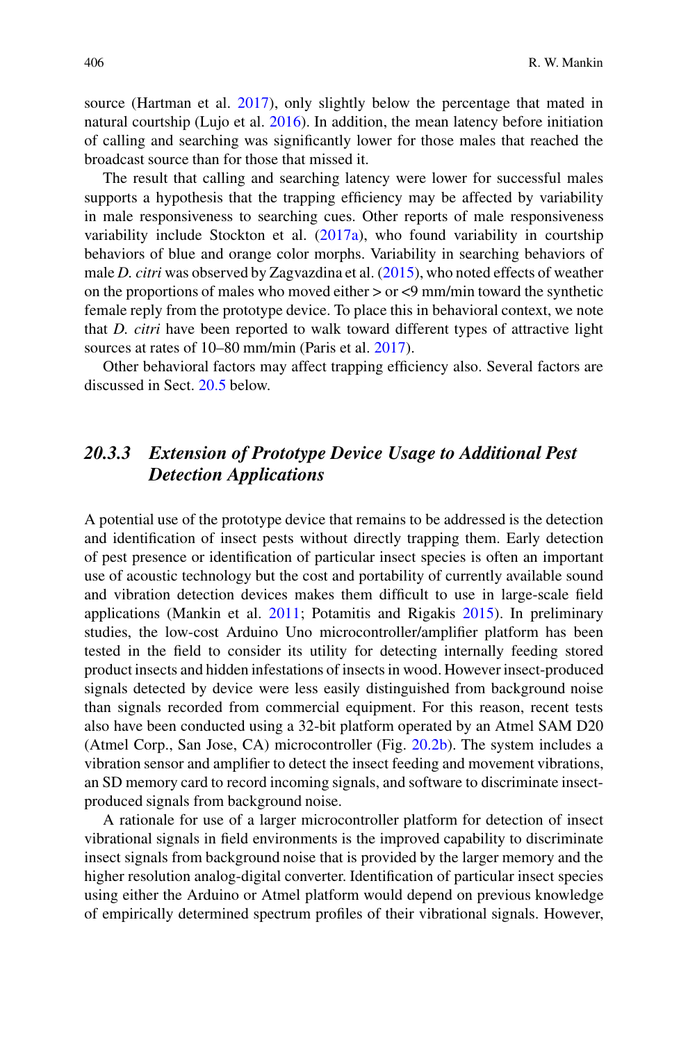source (Hartman et al. 2017), only slightly below the percentage that mated in natural courtship (Lujo et al. 2016). In addition, the mean latency before initiation of calling and searching was significantly lower for those males that reached the broadcast source than for those that missed it.

The result that calling and searching latency were lower for successful males supports a hypothesis that the trapping efficiency may be affected by variability in male responsiveness to searching cues. Other reports of male responsiveness variability include Stockton et al. (2017a), who found variability in courtship behaviors of blue and orange color morphs. Variability in searching behaviors of male *D. citri* was observed by Zagvazdina et al. (2015), who noted effects of weather on the proportions of males who moved either > or <9 mm/min toward the synthetic female reply from the prototype device. To place this in behavioral context, we note that *D. citri* have been reported to walk toward different types of attractive light sources at rates of 10–80 mm/min (Paris et al. 2017).

Other behavioral factors may affect trapping efficiency also. Several factors are discussed in Sect. 20.5 below.

### *20.3.3 Extension of Prototype Device Usage to Additional Pest Detection Applications*

A potential use of the prototype device that remains to be addressed is the detection and identification of insect pests without directly trapping them. Early detection of pest presence or identification of particular insect species is often an important use of acoustic technology but the cost and portability of currently available sound and vibration detection devices makes them difficult to use in large-scale field applications (Mankin et al. 2011; Potamitis and Rigakis 2015). In preliminary studies, the low-cost Arduino Uno microcontroller/amplifier platform has been tested in the field to consider its utility for detecting internally feeding stored product insects and hidden infestations of insects in wood. However insect-produced signals detected by device were less easily distinguished from background noise than signals recorded from commercial equipment. For this reason, recent tests also have been conducted using a 32-bit platform operated by an Atmel SAM D20 (Atmel Corp., San Jose, CA) microcontroller (Fig. 20.2b). The system includes a vibration sensor and amplifier to detect the insect feeding and movement vibrations, an SD memory card to record incoming signals, and software to discriminate insect-produced signals from background noise.

A rationale for use of a larger microcontroller platform for detection of insect vibrational signals in field environments is the improved capability to discriminate insect signals from background noise that is provided by the larger memory and the higher resolution analog-digital converter. Identification of particular insect species using either the Arduino or Atmel platform would depend on previous knowledge of empirically determined spectrum profiles of their vibrational signals. However,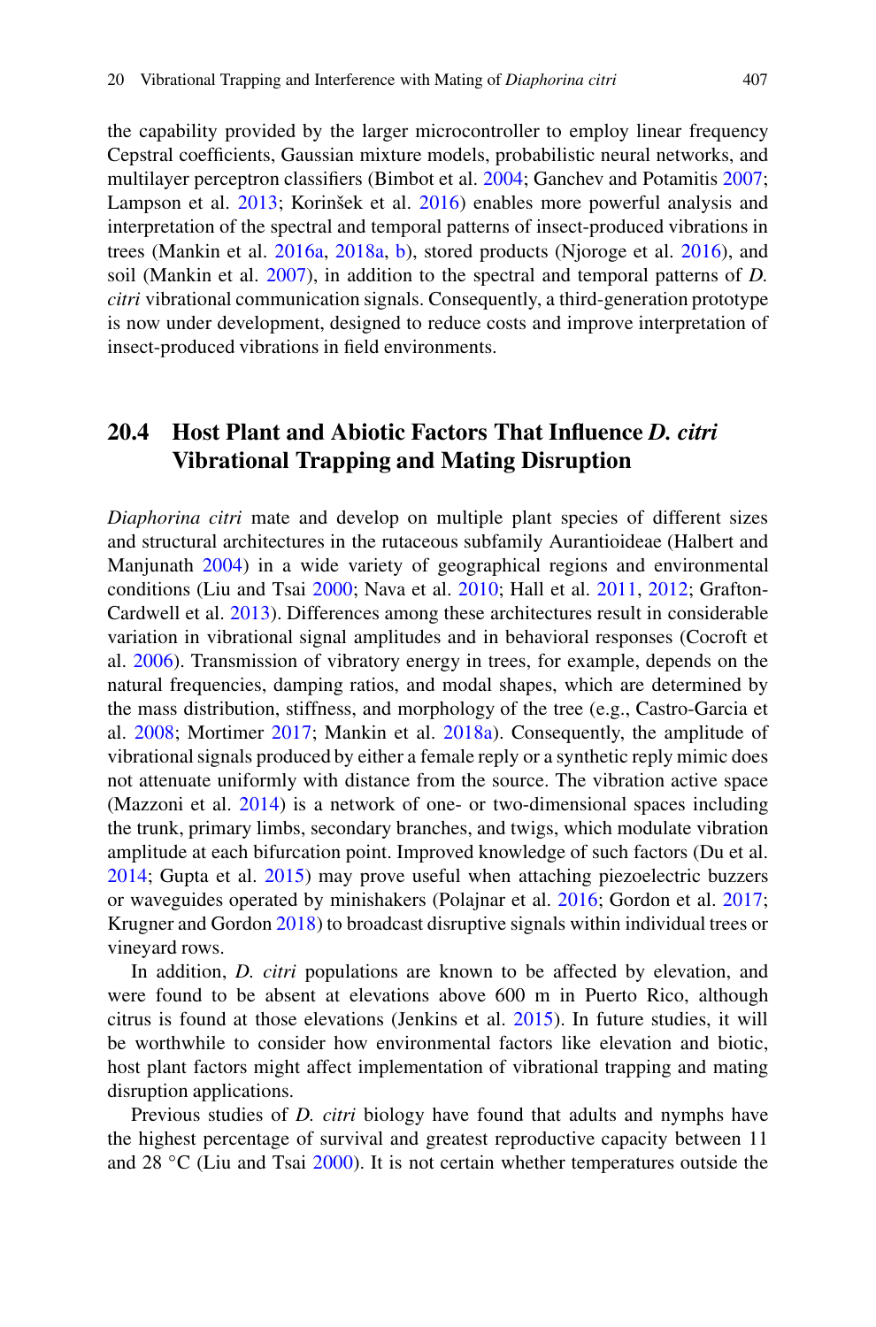the capability provided by the larger microcontroller to employ linear frequency Cepstral coefficients, Gaussian mixture models, probabilistic neural networks, and multilayer perceptron classifiers (Bimbot et al. 2004; Ganchev and Potamitis 2007; Lampson et al. 2013; Korinšek et al. 2016) enables more powerful analysis and interpretation of the spectral and temporal patterns of insect-produced vibrations in trees (Mankin et al. 2016a, 2018a, b), stored products (Njoroge et al. 2016), and soil (Mankin et al. 2007), in addition to the spectral and temporal patterns of *D. citri* vibrational communication signals. Consequently, a third-generation prototype is now under development, designed to reduce costs and improve interpretation of insect-produced vibrations in field environments.

## 20.4 Host Plant and Abiotic Factors That Influence *D. citri* Vibrational Trapping and Mating Disruption

*Diaphorina citri* mate and develop on multiple plant species of different sizes and structural architectures in the rutaceous subfamily Aurantioideae (Halbert and Manjunath 2004) in a wide variety of geographical regions and environmental conditions (Liu and Tsai 2000; Nava et al. 2010; Hall et al. 2011, 2012; Grafton-Cardwell et al. 2013). Differences among these architectures result in considerable variation in vibrational signal amplitudes and in behavioral responses (Cocroft et al. 2006). Transmission of vibratory energy in trees, for example, depends on the natural frequencies, damping ratios, and modal shapes, which are determined by the mass distribution, stiffness, and morphology of the tree (e.g., Castro-Garcia et al. 2008; Mortimer 2017; Mankin et al. 2018a). Consequently, the amplitude of vibrational signals produced by either a female reply or a synthetic reply mimic does not attenuate uniformly with distance from the source. The vibration active space (Mazzoni et al. 2014) is a network of one- or two-dimensional spaces including the trunk, primary limbs, secondary branches, and twigs, which modulate vibration amplitude at each bifurcation point. Improved knowledge of such factors (Du et al. 2014; Gupta et al. 2015) may prove useful when attaching piezoelectric buzzers or waveguides operated by minishakers (Polajnar et al. 2016; Gordon et al. 2017; Krugner and Gordon 2018) to broadcast disruptive signals within individual trees or vineyard rows.

In addition, *D. citri* populations are known to be affected by elevation, and were found to be absent at elevations above 600 m in Puerto Rico, although citrus is found at those elevations (Jenkins et al. 2015). In future studies, it will be worthwhile to consider how environmental factors like elevation and biotic, host plant factors might affect implementation of vibrational trapping and mating disruption applications.

Previous studies of *D. citri* biology have found that adults and nymphs have the highest percentage of survival and greatest reproductive capacity between 11 and 28 °C (Liu and Tsai 2000). It is not certain whether temperatures outside the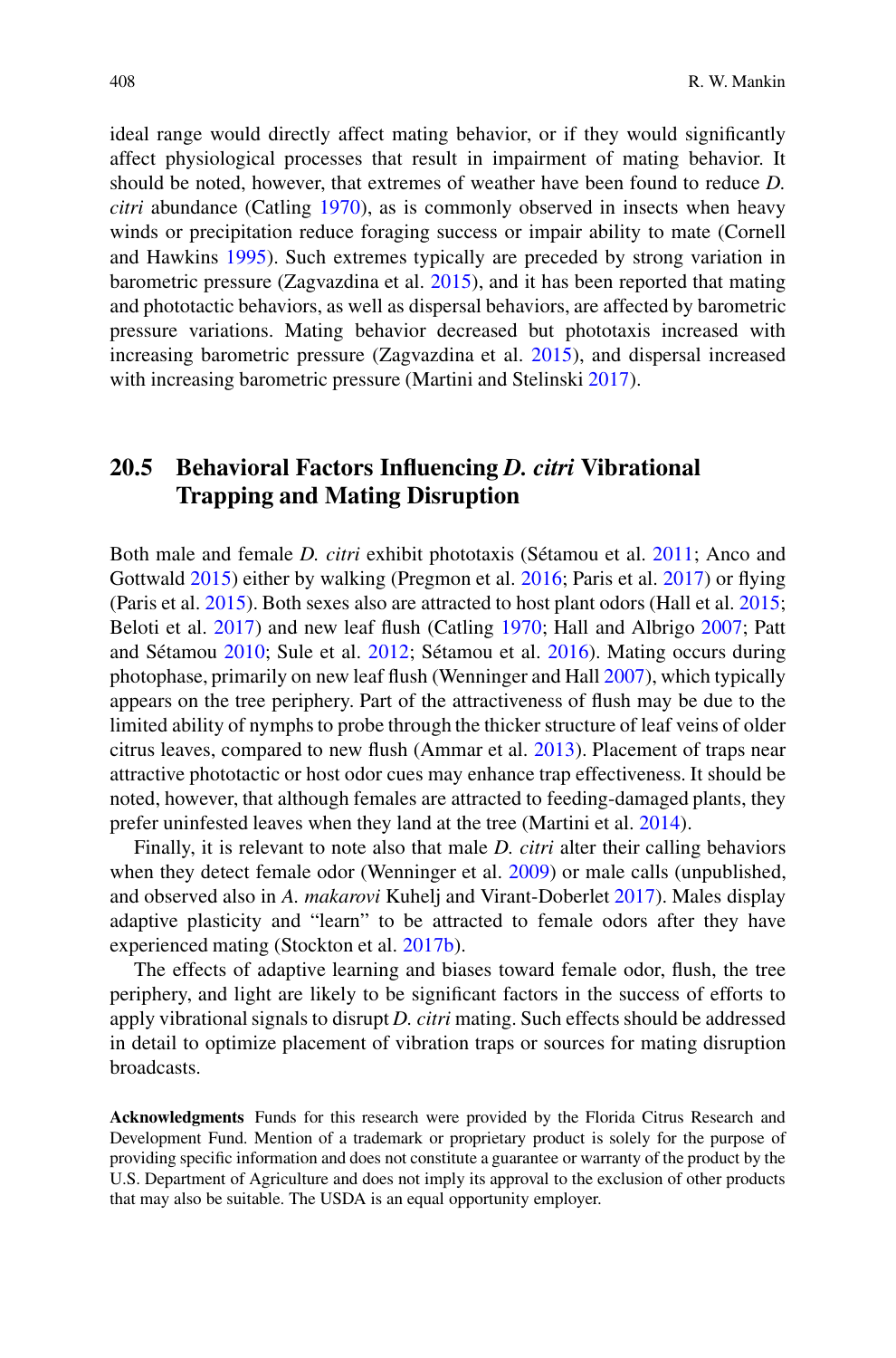ideal range would directly affect mating behavior, or if they would significantly affect physiological processes that result in impairment of mating behavior. It should be noted, however, that extremes of weather have been found to reduce *D. citri* abundance (Catling 1970), as is commonly observed in insects when heavy winds or precipitation reduce foraging success or impair ability to mate (Cornell and Hawkins 1995). Such extremes typically are preceded by strong variation in barometric pressure (Zagvazdina et al. 2015), and it has been reported that mating and phototactic behaviors, as well as dispersal behaviors, are affected by barometric pressure variations. Mating behavior decreased but phototaxis increased with increasing barometric pressure (Zagvazdina et al. 2015), and dispersal increased with increasing barometric pressure (Martini and Stelinski 2017).

## 20.5 Behavioral Factors Influencing *D. citri* Vibrational Trapping and Mating Disruption

Both male and female *D. citri* exhibit phototaxis (Sétamou et al. 2011; Anco and Gottwald 2015) either by walking (Pregmon et al. 2016; Paris et al. 2017) or flying (Paris et al. 2015). Both sexes also are attracted to host plant odors (Hall et al. 2015; Beloti et al. 2017) and new leaf flush (Catling 1970; Hall and Albrigo 2007; Patt and Sétamou 2010; Sule et al. 2012; Sétamou et al. 2016). Mating occurs during photophase, primarily on new leaf flush (Wenninger and Hall 2007), which typically appears on the tree periphery. Part of the attractiveness of flush may be due to the limited ability of nymphs to probe through the thicker structure of leaf veins of older citrus leaves, compared to new flush (Ammar et al. 2013). Placement of traps near attractive phototactic or host odor cues may enhance trap effectiveness. It should be noted, however, that although females are attracted to feeding-damaged plants, they prefer uninfested leaves when they land at the tree (Martini et al. 2014).

Finally, it is relevant to note also that male *D. citri* alter their calling behaviors when they detect female odor (Wenninger et al. 2009) or male calls (unpublished, and observed also in *A. makarovi* Kuhelj and Virant-Doberlet 2017). Males display adaptive plasticity and “learn” to be attracted to female odors after they have experienced mating (Stockton et al. 2017b).

The effects of adaptive learning and biases toward female odor, flush, the tree periphery, and light are likely to be significant factors in the success of efforts to apply vibrational signals to disrupt *D. citri* mating. Such effects should be addressed in detail to optimize placement of vibration traps or sources for mating disruption broadcasts.

**Acknowledgments** Funds for this research were provided by the Florida Citrus Research and Development Fund. Mention of a trademark or proprietary product is solely for the purpose of providing specific information and does not constitute a guarantee or warranty of the product by the U.S. Department of Agriculture and does not imply its approval to the exclusion of other products that may also be suitable. The USDA is an equal opportunity employer.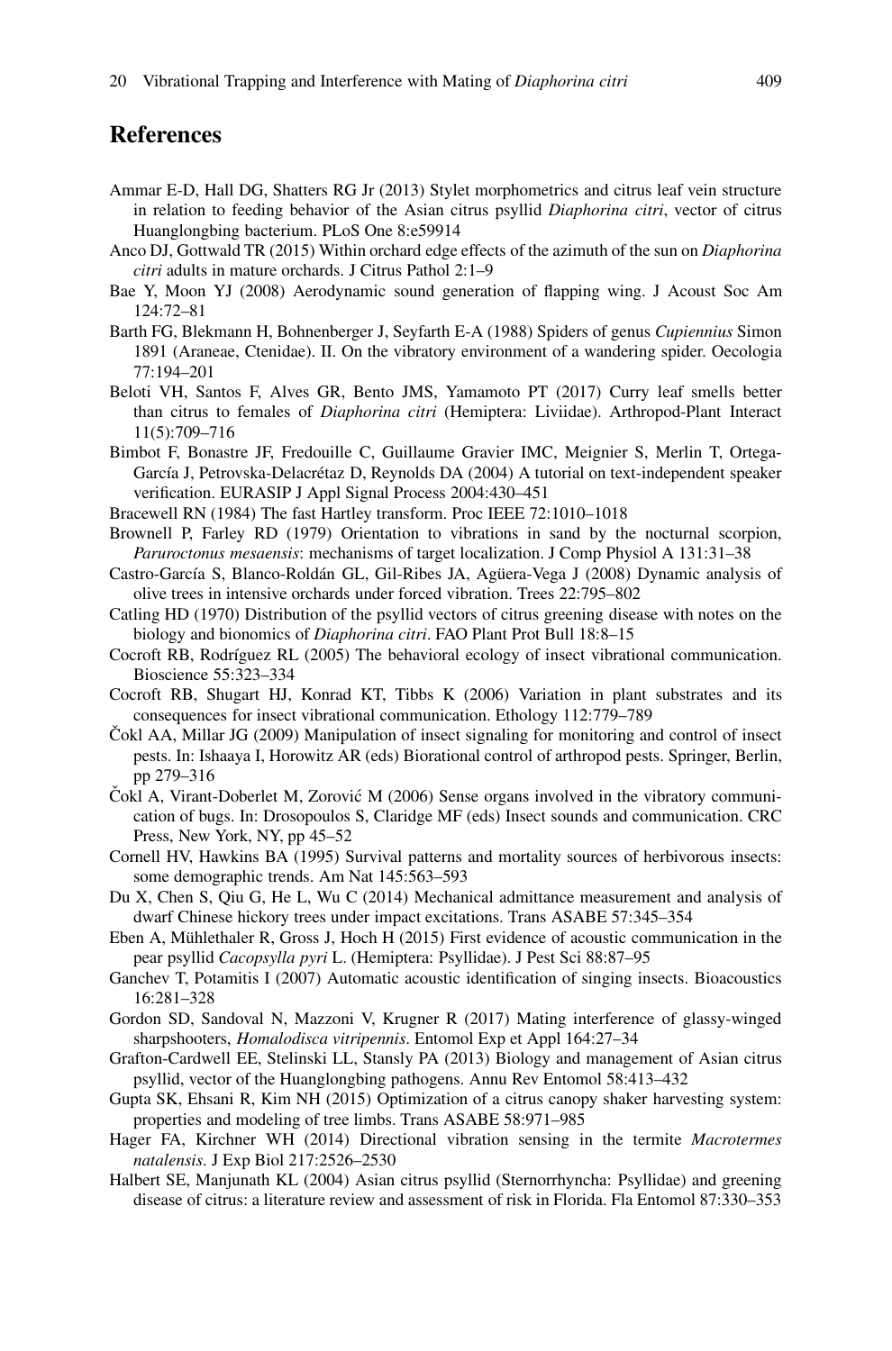## References

Ammar E-D, Hall DG, Shatters RG Jr (2013) Stylet morphometrics and citrus leaf vein structure in relation to feeding behavior of the Asian citrus psyllid *Diaphorina citri*, vector of citrus Huanglongbing bacterium. PLoS One 8:e59914

Anco DJ, Gottwald TR (2015) Within orchard edge effects of the azimuth of the sun on *Diaphorina citri* adults in mature orchards. J Citrus Pathol 2:1–9

Bae Y, Moon YJ (2008) Aerodynamic sound generation of flapping wing. J Acoust Soc Am 124:72–81

Barth FG, Blekmann H, Bohnenberger J, Seyfarth E-A (1988) Spiders of genus *Cupiennius* Simon 1891 (Araneae, Ctenidae). II. On the vibratory environment of a wandering spider. Oecologia 77:194–201

Beloti VH, Santos F, Alves GR, Bento JMS, Yamamoto PT (2017) Curry leaf smells better than citrus to females of *Diaphorina citri* (Hemiptera: Liviidae). Arthropod-Plant Interact 11(5):709–716

Bimbot F, Bonastre JF, Fredouille C, Guillaume Gravier IMC, Meignier S, Merlin T, Ortega-García J, Petrovska-Delacrétaz D, Reynolds DA (2004) A tutorial on text-independent speaker verification. EURASIP J Appl Signal Process 2004:430–451

Bracewell RN (1984) The fast Hartley transform. Proc IEEE 72:1010–1018

Brownell P, Farley RD (1979) Orientation to vibrations in sand by the nocturnal scorpion, *Paruroctonus mesaensis*: mechanisms of target localization. J Comp Physiol A 131:31–38

Castro-García S, Blanco-Roldán GL, Gil-Ribes JA, Agüera-Vega J (2008) Dynamic analysis of olive trees in intensive orchards under forced vibration. Trees 22:795–802

Catling HD (1970) Distribution of the psyllid vectors of citrus greening disease with notes on the biology and bionomics of *Diaphorina citri*. FAO Plant Prot Bull 18:8–15

Cocroft RB, Rodríguez RL (2005) The behavioral ecology of insect vibrational communication. Bioscience 55:323–334

Cocroft RB, Shugart HJ, Konrad KT, Tibbs K (2006) Variation in plant substrates and its consequences for insect vibrational communication. Ethology 112:779–789

Čokl AA, Millar JG (2009) Manipulation of insect signaling for monitoring and control of insect pests. In: Ishaaya I, Horowitz AR (eds) Biorational control of arthropod pests. Springer, Berlin, pp 279–316

Čokl A, Virant-Doberlet M, Zorović M (2006) Sense organs involved in the vibratory communication of bugs. In: Drosopoulos S, Claridge MF (eds) Insect sounds and communication. CRC Press, New York, NY, pp 45–52

Cornell HV, Hawkins BA (1995) Survival patterns and mortality sources of herbivorous insects: some demographic trends. Am Nat 145:563–593

Du X, Chen S, Qiu G, He L, Wu C (2014) Mechanical admittance measurement and analysis of dwarf Chinese hickory trees under impact excitations. Trans ASABE 57:345–354

Eben A, Mühlethaler R, Gross J, Hoch H (2015) First evidence of acoustic communication in the pear psyllid *Cacopsylla pyri* L. (Hemiptera: Psyllidae). J Pest Sci 88:87–95

Ganchev T, Potamitis I (2007) Automatic acoustic identification of singing insects. Bioacoustics 16:281–328

Gordon SD, Sandoval N, Mazzoni V, Krugner R (2017) Mating interference of glassy-winged sharpshooters, *Homalodisca vitripennis*. Entomol Exp et Appl 164:27–34

Grafton-Cardwell EE, Stelinski LL, Stansly PA (2013) Biology and management of Asian citrus psyllid, vector of the Huanglongbing pathogens. Annu Rev Entomol 58:413–432

Gupta SK, Ehsani R, Kim NH (2015) Optimization of a citrus canopy shaker harvesting system: properties and modeling of tree limbs. Trans ASABE 58:971–985

Hager FA, Kirchner WH (2014) Directional vibration sensing in the termite *Macrotermes natalensis*. J Exp Biol 217:2526–2530

Halbert SE, Manjunath KL (2004) Asian citrus psyllid (Sternorrhyncha: Psyllidae) and greening disease of citrus: a literature review and assessment of risk in Florida. Fla Entomol 87:330–353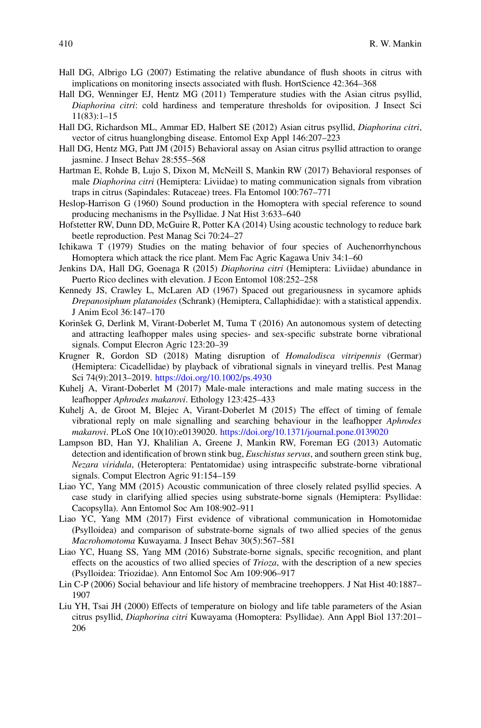Hall DG, Albrigo LG (2007) Estimating the relative abundance of flush shoots in citrus with implications on monitoring insects associated with flush. HortScience 42:364–368

Hall DG, Wenninger EJ, Hentz MG (2011) Temperature studies with the Asian citrus psyllid, *Diaphorina citri*: cold hardiness and temperature thresholds for oviposition. J Insect Sci 11(83):1–15

Hall DG, Richardson ML, Ammar ED, Halbert SE (2012) Asian citrus psyllid, *Diaphorina citri*, vector of citrus huanglongbing disease. Entomol Exp Appl 146:207–223

Hall DG, Hentz MG, Patt JM (2015) Behavioral assay on Asian citrus psyllid attraction to orange jasmine. J Insect Behav 28:555–568

Hartman E, Rohde B, Lujo S, Dixon M, McNeill S, Mankin RW (2017) Behavioral responses of male *Diaphorina citri* (Hemiptera: Liviidae) to mating communication signals from vibration traps in citrus (Sapindales: Rutaceae) trees. Fla Entomol 100:767–771

Heslop-Harrison G (1960) Sound production in the Homoptera with special reference to sound producing mechanisms in the Psyllidae. J Nat Hist 3:633–640

Hofstetter RW, Dunn DD, McGuire R, Potter KA (2014) Using acoustic technology to reduce bark beetle reproduction. Pest Manag Sci 70:24–27

Ichikawa T (1979) Studies on the mating behavior of four species of Auchenorrhynchous Homoptera which attack the rice plant. Mem Fac Agric Kagawa Univ 34:1–60

Jenkins DA, Hall DG, Goenaga R (2015) *Diaphorina citri* (Hemiptera: Liviidae) abundance in Puerto Rico declines with elevation. J Econ Entomol 108:252–258

Kennedy JS, Crawley L, McLaren AD (1967) Spaced out gregariousness in sycamore aphids *Drepanosiphum platanoides* (Schrank) (Hemiptera, Callaphididae): with a statistical appendix. J Anim Ecol 36:147–170

Korinšek G, Derlink M, Virant-Doberlet M, Tuma T (2016) An autonomous system of detecting and attracting leafhopper males using species- and sex-specific substrate borne vibrational signals. Comput Elecron Agric 123:20–39

Krugner R, Gordon SD (2018) Mating disruption of *Homalodisca vitripennis* (Germar) (Hemiptera: Cicadellidae) by playback of vibrational signals in vineyard trellis. Pest Manag Sci 74(9):2013–2019. https://doi.org/10.1002/ps.4930

Kuhelj A, Virant-Doberlet M (2017) Male-male interactions and male mating success in the leafhopper *Aphrodes makarovi*. Ethology 123:425–433

Kuhelj A, de Groot M, Blejec A, Virant-Doberlet M (2015) The effect of timing of female vibrational reply on male signalling and searching behaviour in the leafhopper *Aphrodes makarovi*. PLoS One 10(10):e0139020. https://doi.org/10.1371/journal.pone.0139020

Lampson BD, Han YJ, Khalilian A, Greene J, Mankin RW, Foreman EG (2013) Automatic detection and identification of brown stink bug, *Euschistus servus*, and southern green stink bug, *Nezara viridula*, (Heteroptera: Pentatomidae) using intraspecific substrate-borne vibrational signals. Comput Electron Agric 91:154–159

Liao YC, Yang MM (2015) Acoustic communication of three closely related psyllid species. A case study in clarifying allied species using substrate-borne signals (Hemiptera: Psyllidae: Cacopsylla). Ann Entomol Soc Am 108:902–911

Liao YC, Yang MM (2017) First evidence of vibrational communication in Homotomidae (Psylloidea) and comparison of substrate-borne signals of two allied species of the genus *Macrohomotoma* Kuwayama. J Insect Behav 30(5):567–581

Liao YC, Huang SS, Yang MM (2016) Substrate-borne signals, specific recognition, and plant effects on the acoustics of two allied species of *Trioza*, with the description of a new species (Psylloidea: Triozidae). Ann Entomol Soc Am 109:906–917

Lin C-P (2006) Social behaviour and life history of membracine treehoppers. J Nat Hist 40:1887–1907

Liu YH, Tsai JH (2000) Effects of temperature on biology and life table parameters of the Asian citrus psyllid, *Diaphorina citri* Kuwayama (Homoptera: Psyllidae). Ann Appl Biol 137:201–206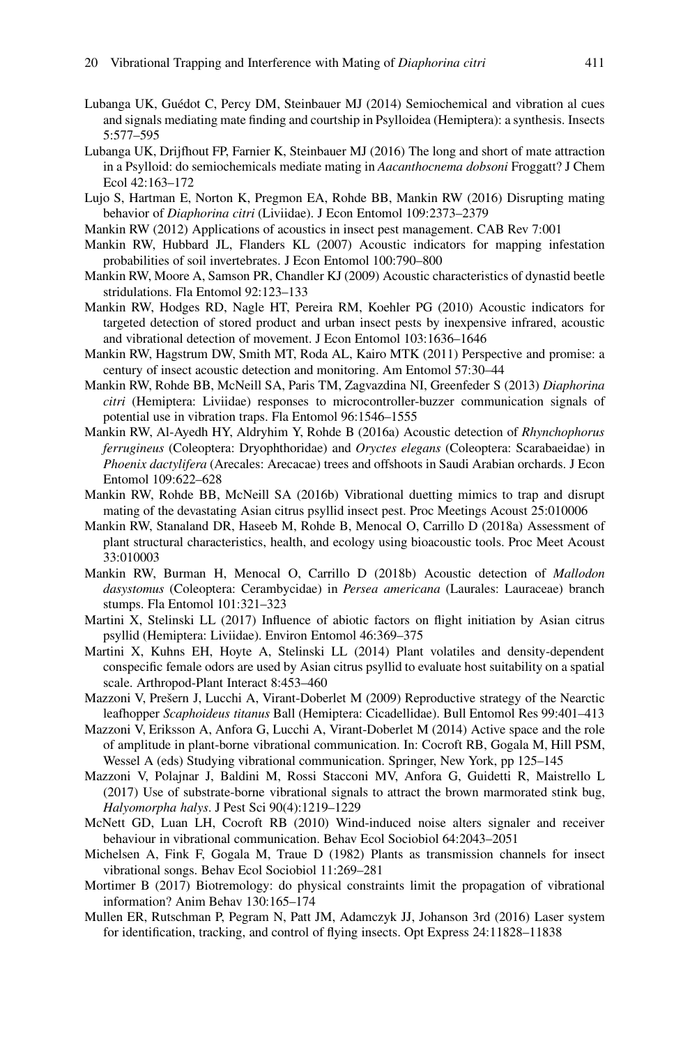Lubanga UK, Guédot C, Percy DM, Steinbauer MJ (2014) Semiochemical and vibration al cues and signals mediating mate finding and courtship in Psylloidea (Hemiptera): a synthesis. Insects 5:577–595

Lubanga UK, Drijfhout FP, Farnier K, Steinbauer MJ (2016) The long and short of mate attraction in a Psylloid: do semiochemicals mediate mating in *Aacanthocnema dobsoni* Froggatt? J Chem Ecol 42:163–172

Lujo S, Hartman E, Norton K, Pregmon EA, Rohde BB, Mankin RW (2016) Disrupting mating behavior of *Diaphorina citri* (Liviidae). J Econ Entomol 109:2373–2379

Mankin RW (2012) Applications of acoustics in insect pest management. CAB Rev 7:001

Mankin RW, Hubbard JL, Flanders KL (2007) Acoustic indicators for mapping infestation probabilities of soil invertebrates. J Econ Entomol 100:790–800

Mankin RW, Moore A, Samson PR, Chandler KJ (2009) Acoustic characteristics of dynastid beetle stridulations. Fla Entomol 92:123–133

Mankin RW, Hodges RD, Nagle HT, Pereira RM, Koehler PG (2010) Acoustic indicators for targeted detection of stored product and urban insect pests by inexpensive infrared, acoustic and vibrational detection of movement. J Econ Entomol 103:1636–1646

Mankin RW, Hagstrum DW, Smith MT, Roda AL, Kairo MTK (2011) Perspective and promise: a century of insect acoustic detection and monitoring. Am Entomol 57:30–44

Mankin RW, Rohde BB, McNeill SA, Paris TM, Zagvazdina NI, Greenfeder S (2013) *Diaphorina citri* (Hemiptera: Liviidae) responses to microcontroller-buzzer communication signals of potential use in vibration traps. Fla Entomol 96:1546–1555

Mankin RW, Al-Ayedh HY, Aldryhim Y, Rohde B (2016a) Acoustic detection of *Rhynchophorus ferrugineus* (Coleoptera: Dryophthoridae) and *Oryctes elegans* (Coleoptera: Scarabaeidae) in *Phoenix dactylifera* (Arecales: Arecacae) trees and offshoots in Saudi Arabian orchards. J Econ Entomol 109:622–628

Mankin RW, Rohde BB, McNeill SA (2016b) Vibrational duetting mimics to trap and disrupt mating of the devastating Asian citrus psyllid insect pest. Proc Meetings Acoust 25:010006

Mankin RW, Stanaland DR, Haseeb M, Rohde B, Menocal O, Carrillo D (2018a) Assessment of plant structural characteristics, health, and ecology using bioacoustic tools. Proc Meet Acoust 33:010003

Mankin RW, Burman H, Menocal O, Carrillo D (2018b) Acoustic detection of *Mallodon dasystomus* (Coleoptera: Cerambycidae) in *Persea americana* (Laurales: Lauraceae) branch stumps. Fla Entomol 101:321–323

Martini X, Stelinski LL (2017) Influence of abiotic factors on flight initiation by Asian citrus psyllid (Hemiptera: Liviidae). Environ Entomol 46:369–375

Martini X, Kuhns EH, Hoyte A, Stelinski LL (2014) Plant volatiles and density-dependent conspecific female odors are used by Asian citrus psyllid to evaluate host suitability on a spatial scale. Arthropod-Plant Interact 8:453–460

Mazzoni V, Prešern J, Lucchi A, Virant-Doberlet M (2009) Reproductive strategy of the Nearctic leafhopper *Scaphoideus titanus* Ball (Hemiptera: Cicadellidae). Bull Entomol Res 99:401–413

Mazzoni V, Eriksson A, Anfora G, Lucchi A, Virant-Doberlet M (2014) Active space and the role of amplitude in plant-borne vibrational communication. In: Cocroft RB, Gogala M, Hill PSM, Wessel A (eds) Studying vibrational communication. Springer, New York, pp 125–145

Mazzoni V, Polajnar J, Baldini M, Rossi Stacconi MV, Anfora G, Guidetti R, Maistrello L (2017) Use of substrate-borne vibrational signals to attract the brown marmorated stink bug, *Halyomorpha halys*. J Pest Sci 90(4):1219–1229

McNett GD, Luan LH, Cocroft RB (2010) Wind-induced noise alters signaler and receiver behaviour in vibrational communication. Behav Ecol Sociobiol 64:2043–2051

Michelsen A, Fink F, Gogala M, Traue D (1982) Plants as transmission channels for insect vibrational songs. Behav Ecol Sociobiol 11:269–281

Mortimer B (2017) Biotremology: do physical constraints limit the propagation of vibrational information? Anim Behav 130:165–174

Mullen ER, Rutschman P, Pegram N, Patt JM, Adamczyk JJ, Johanson 3rd (2016) Laser system for identification, tracking, and control of flying insects. Opt Express 24:11828–11838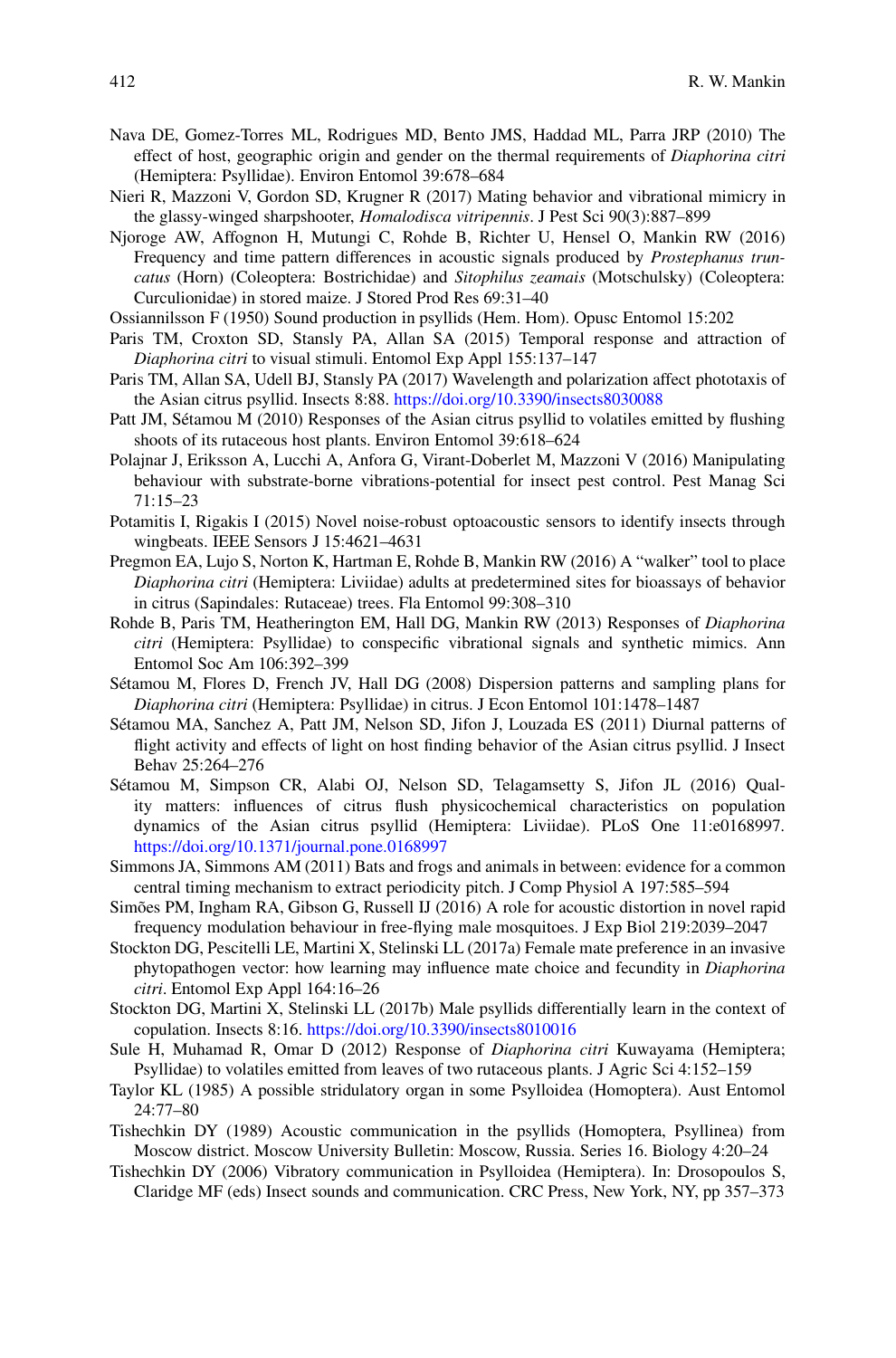Nava DE, Gomez-Torres ML, Rodrigues MD, Bento JMS, Haddad ML, Parra JRP (2010) The effect of host, geographic origin and gender on the thermal requirements of *Diaphorina citri* (Hemiptera: Psyllidae). Environ Entomol 39:678–684

Nieri R, Mazzoni V, Gordon SD, Krugner R (2017) Mating behavior and vibrational mimicry in the glassy-winged sharpshooter, *Homalodisca vitripennis*. J Pest Sci 90(3):887–899

Njoroge AW, Affognon H, Mutungi C, Rohde B, Richter U, Hensel O, Mankin RW (2016) Frequency and time pattern differences in acoustic signals produced by *Prostephanus truncatus* (Horn) (Coleoptera: Bostrichidae) and *Sitophilus zeamais* (Motschulsky) (Coleoptera: Curculionidae) in stored maize. J Stored Prod Res 69:31–40

Ossiannilsson F (1950) Sound production in psyllids (Hem. Hom). Opusc Entomol 15:202

Paris TM, Croxton SD, Stansly PA, Allan SA (2015) Temporal response and attraction of *Diaphorina citri* to visual stimuli. Entomol Exp Appl 155:137–147

Paris TM, Allan SA, Udell BJ, Stansly PA (2017) Wavelength and polarization affect phototaxis of the Asian citrus psyllid. Insects 8:88. https://doi.org/10.3390/insects8030088

Patt JM, Sétamou M (2010) Responses of the Asian citrus psyllid to volatiles emitted by flushing shoots of its rutaceous host plants. Environ Entomol 39:618–624

Polajnar J, Eriksson A, Lucchi A, Anfora G, Virant-Doberlet M, Mazzoni V (2016) Manipulating behaviour with substrate-borne vibrations-potential for insect pest control. Pest Manag Sci 71:15–23

Potamitis I, Rigakis I (2015) Novel noise-robust optoacoustic sensors to identify insects through wingbeats. IEEE Sensors J 15:4621–4631

Pregmon EA, Lujo S, Norton K, Hartman E, Rohde B, Mankin RW (2016) A "walker" tool to place *Diaphorina citri* (Hemiptera: Liviidae) adults at predetermined sites for bioassays of behavior in citrus (Sapindales: Rutaceae) trees. Fla Entomol 99:308–310

Rohde B, Paris TM, Heatherington EM, Hall DG, Mankin RW (2013) Responses of *Diaphorina citri* (Hemiptera: Psyllidae) to conspecific vibrational signals and synthetic mimics. Ann Entomol Soc Am 106:392–399

Sétamou M, Flores D, French JV, Hall DG (2008) Dispersion patterns and sampling plans for *Diaphorina citri* (Hemiptera: Psyllidae) in citrus. J Econ Entomol 101:1478–1487

Sétamou MA, Sanchez A, Patt JM, Nelson SD, Jifon J, Louzada ES (2011) Diurnal patterns of flight activity and effects of light on host finding behavior of the Asian citrus psyllid. J Insect Behav 25:264–276

Sétamou M, Simpson CR, Alabi OJ, Nelson SD, Telagamsetty S, Jifon JL (2016) Quality matters: influences of citrus flush physicochemical characteristics on population dynamics of the Asian citrus psyllid (Hemiptera: Liviidae). PLoS One 11:e0168997. https://doi.org/10.1371/journal.pone.0168997

Simmons JA, Simmons AM (2011) Bats and frogs and animals in between: evidence for a common central timing mechanism to extract periodicity pitch. J Comp Physiol A 197:585–594

Simões PM, Ingham RA, Gibson G, Russell IJ (2016) A role for acoustic distortion in novel rapid frequency modulation behaviour in free-flying male mosquitoes. J Exp Biol 219:2039–2047

Stockton DG, Pescitelli LE, Martini X, Stelinski LL (2017a) Female mate preference in an invasive phytopathogen vector: how learning may influence mate choice and fecundity in *Diaphorina citri*. Entomol Exp Appl 164:16–26

Stockton DG, Martini X, Stelinski LL (2017b) Male psyllids differentially learn in the context of copulation. Insects 8:16. https://doi.org/10.3390/insects8010016

Sule H, Muhamad R, Omar D (2012) Response of *Diaphorina citri* Kuwayama (Hemiptera; Psyllidae) to volatiles emitted from leaves of two rutaceous plants. J Agric Sci 4:152–159

Taylor KL (1985) A possible stridulatory organ in some Psylloidea (Homoptera). Aust Entomol 24:77–80

Tishechkin DY (1989) Acoustic communication in the psyllids (Homoptera, Psyllinea) from Moscow district. Moscow University Bulletin: Moscow, Russia. Series 16. Biology 4:20–24

Tishechkin DY (2006) Vibratory communication in Psylloidea (Hemiptera). In: Drosopoulos S, Claridge MF (eds) Insect sounds and communication. CRC Press, New York, NY, pp 357–373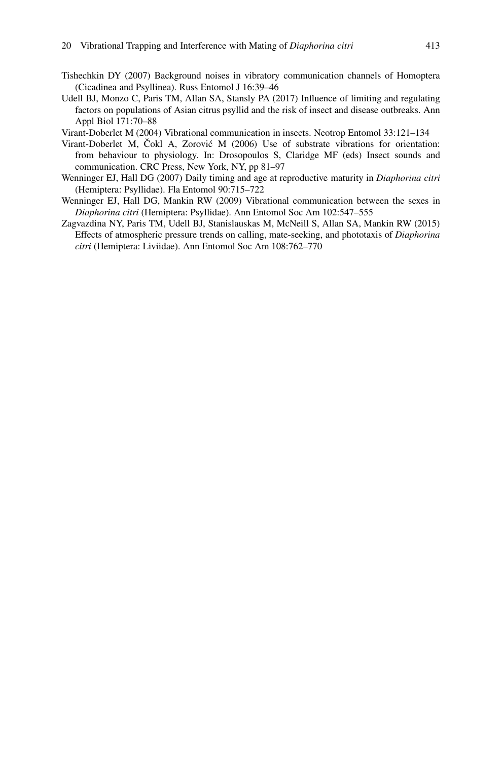Tishechkin DY (2007) Background noises in vibratory communication channels of Homoptera (Cicadinea and Psyllinea). Russ Entomol J 16:39–46

Udell BJ, Monzo C, Paris TM, Allan SA, Stansly PA (2017) Influence of limiting and regulating factors on populations of Asian citrus psyllid and the risk of insect and disease outbreaks. Ann Appl Biol 171:70–88

Virant-Doberlet M (2004) Vibrational communication in insects. Neotrop Entomol 33:121–134

Virant-Doberlet M, Čokl A, Zorović M (2006) Use of substrate vibrations for orientation: from behaviour to physiology. In: Drosopoulos S, Claridge MF (eds) Insect sounds and communication. CRC Press, New York, NY, pp 81–97

Wenninger EJ, Hall DG (2007) Daily timing and age at reproductive maturity in *Diaphorina citri* (Hemiptera: Psyllidae). Fla Entomol 90:715–722

Wenninger EJ, Hall DG, Mankin RW (2009) Vibrational communication between the sexes in *Diaphorina citri* (Hemiptera: Psyllidae). Ann Entomol Soc Am 102:547–555

Zagvazdina NY, Paris TM, Udell BJ, Stanislauskas M, McNeill S, Allan SA, Mankin RW (2015) Effects of atmospheric pressure trends on calling, mate-seeking, and phototaxis of *Diaphorina citri* (Hemiptera: Liviidae). Ann Entomol Soc Am 108:762–770